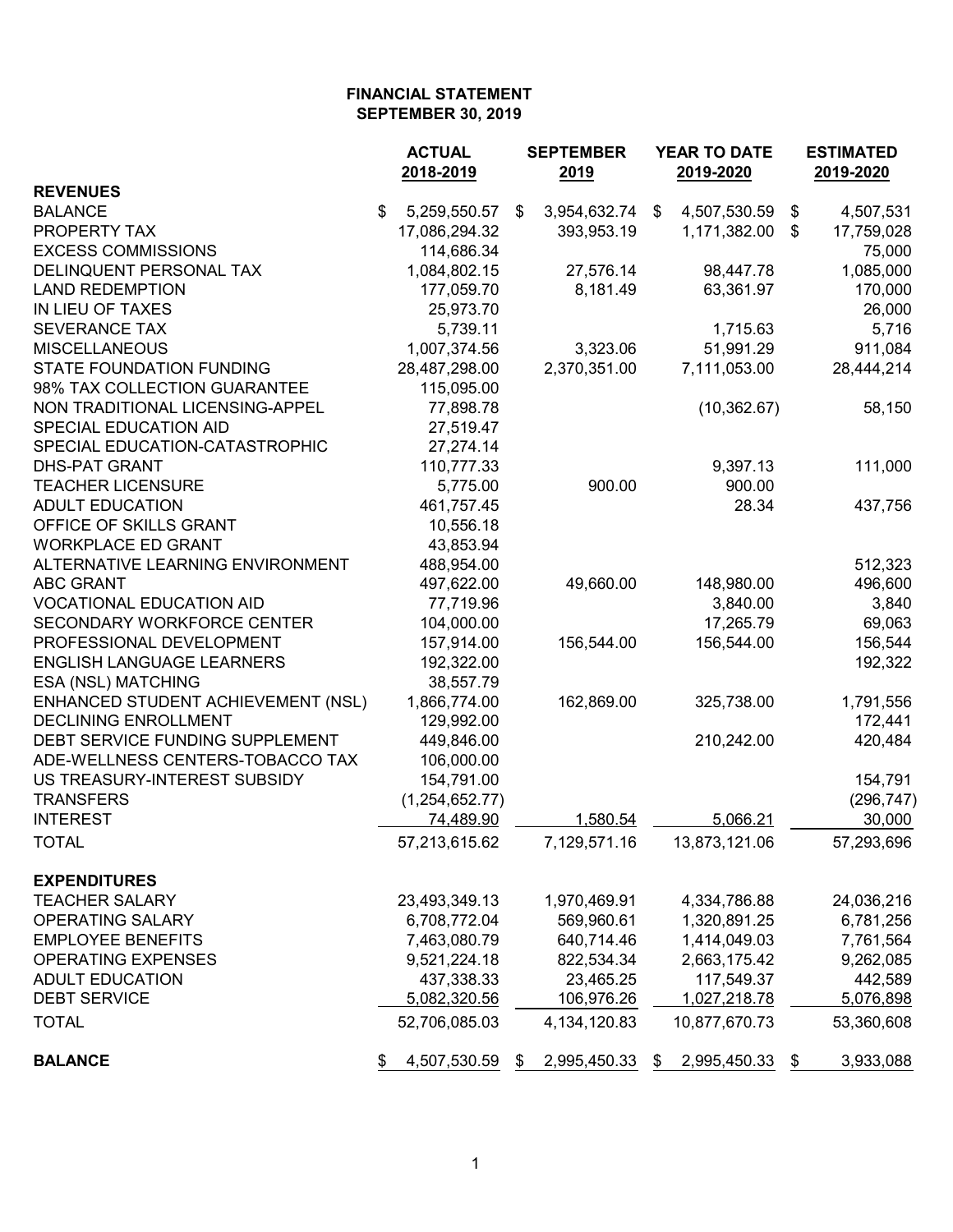**FINANCIAL STATEMENT**
**SEPTEMBER 30, 2019**

| | ACTUAL 2018-2019 | SEPTEMBER 2019 | YEAR TO DATE 2019-2020 | ESTIMATED 2019-2020 |
|---|---|---|---|---|
| **REVENUES** | | | | |
| BALANCE | $ 5,259,550.57 | $ 3,954,632.74 | $ 4,507,530.59 | $ 4,507,531 |
| PROPERTY TAX | 17,086,294.32 | 393,953.19 | 1,171,382.00 | $ 17,759,028 |
| EXCESS COMMISSIONS | 114,686.34 | | | 75,000 |
| DELINQUENT PERSONAL TAX | 1,084,802.15 | 27,576.14 | 98,447.78 | 1,085,000 |
| LAND REDEMPTION | 177,059.70 | 8,181.49 | 63,361.97 | 170,000 |
| IN LIEU OF TAXES | 25,973.70 | | | 26,000 |
| SEVERANCE TAX | 5,739.11 | | 1,715.63 | 5,716 |
| MISCELLANEOUS | 1,007,374.56 | 3,323.06 | 51,991.29 | 911,084 |
| STATE FOUNDATION FUNDING | 28,487,298.00 | 2,370,351.00 | 7,111,053.00 | 28,444,214 |
| 98% TAX COLLECTION GUARANTEE | 115,095.00 | | | |
| NON TRADITIONAL LICENSING-APPEL | 77,898.78 | | (10,362.67) | 58,150 |
| SPECIAL EDUCATION AID | 27,519.47 | | | |
| SPECIAL EDUCATION-CATASTROPHIC | 27,274.14 | | | |
| DHS-PAT GRANT | 110,777.33 | | 9,397.13 | 111,000 |
| TEACHER LICENSURE | 5,775.00 | 900.00 | 900.00 | |
| ADULT EDUCATION | 461,757.45 | | 28.34 | 437,756 |
| OFFICE OF SKILLS GRANT | 10,556.18 | | | |
| WORKPLACE ED GRANT | 43,853.94 | | | |
| ALTERNATIVE LEARNING ENVIRONMENT | 488,954.00 | | | 512,323 |
| ABC GRANT | 497,622.00 | 49,660.00 | 148,980.00 | 496,600 |
| VOCATIONAL EDUCATION AID | 77,719.96 | | 3,840.00 | 3,840 |
| SECONDARY WORKFORCE CENTER | 104,000.00 | | 17,265.79 | 69,063 |
| PROFESSIONAL DEVELOPMENT | 157,914.00 | 156,544.00 | 156,544.00 | 156,544 |
| ENGLISH LANGUAGE LEARNERS | 192,322.00 | | | 192,322 |
| ESA (NSL) MATCHING | 38,557.79 | | | |
| ENHANCED STUDENT ACHIEVEMENT (NSL) | 1,866,774.00 | 162,869.00 | 325,738.00 | 1,791,556 |
| DECLINING ENROLLMENT | 129,992.00 | | | 172,441 |
| DEBT SERVICE FUNDING SUPPLEMENT | 449,846.00 | | 210,242.00 | 420,484 |
| ADE-WELLNESS CENTERS-TOBACCO TAX | 106,000.00 | | | |
| US TREASURY-INTEREST SUBSIDY | 154,791.00 | | | 154,791 |
| TRANSFERS | (1,254,652.77) | | | (296,747) |
| INTEREST | 74,489.90 | 1,580.54 | 5,066.21 | 30,000 |
| TOTAL | 57,213,615.62 | 7,129,571.16 | 13,873,121.06 | 57,293,696 |
| **EXPENDITURES** | | | | |
| TEACHER SALARY | 23,493,349.13 | 1,970,469.91 | 4,334,786.88 | 24,036,216 |
| OPERATING SALARY | 6,708,772.04 | 569,960.61 | 1,320,891.25 | 6,781,256 |
| EMPLOYEE BENEFITS | 7,463,080.79 | 640,714.46 | 1,414,049.03 | 7,761,564 |
| OPERATING EXPENSES | 9,521,224.18 | 822,534.34 | 2,663,175.42 | 9,262,085 |
| ADULT EDUCATION | 437,338.33 | 23,465.25 | 117,549.37 | 442,589 |
| DEBT SERVICE | 5,082,320.56 | 106,976.26 | 1,027,218.78 | 5,076,898 |
| TOTAL | 52,706,085.03 | 4,134,120.83 | 10,877,670.73 | 53,360,608 |
| **BALANCE** | $ 4,507,530.59 | $ 2,995,450.33 | $ 2,995,450.33 | $ 3,933,088 |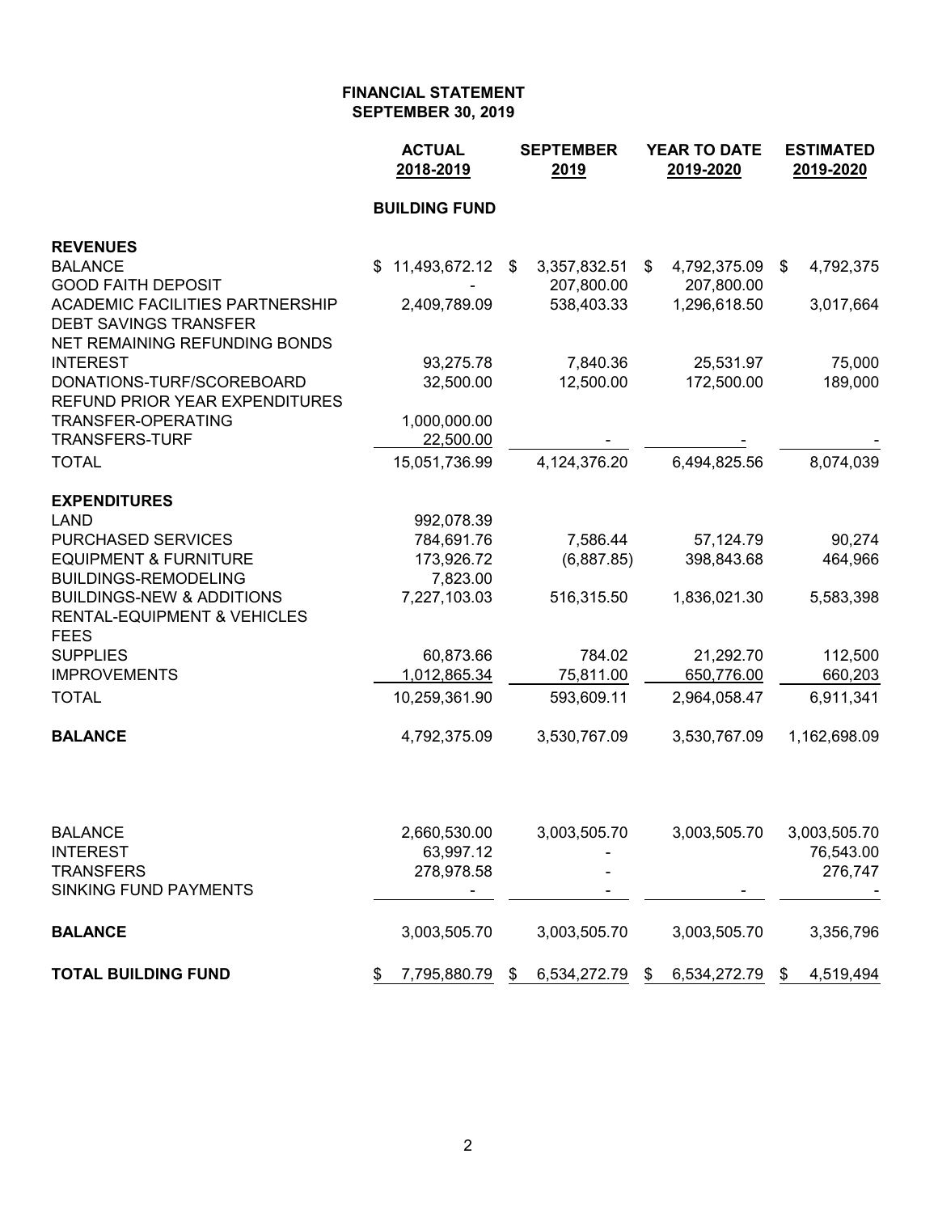# FINANCIAL STATEMENT
## SEPTEMBER 30, 2019

| | ACTUAL 2018-2019 | SEPTEMBER 2019 | YEAR TO DATE 2019-2020 | ESTIMATED 2019-2020 |
|---|---|---|---|---|
| | **BUILDING FUND** | | | |
| **REVENUES** | | | | |
| BALANCE | $ 11,493,672.12 | $ 3,357,832.51 | $ 4,792,375.09 | $ 4,792,375 |
| GOOD FAITH DEPOSIT | - | 207,800.00 | 207,800.00 | |
| ACADEMIC FACILITIES PARTNERSHIP | 2,409,789.09 | 538,403.33 | 1,296,618.50 | 3,017,664 |
| DEBT SAVINGS TRANSFER | | | | |
| NET REMAINING REFUNDING BONDS | | | | |
| INTEREST | 93,275.78 | 7,840.36 | 25,531.97 | 75,000 |
| DONATIONS-TURF/SCOREBOARD | 32,500.00 | 12,500.00 | 172,500.00 | 189,000 |
| REFUND PRIOR YEAR EXPENDITURES | | | | |
| TRANSFER-OPERATING | 1,000,000.00 | | | |
| TRANSFERS-TURF | 22,500.00 | - | - | - |
| TOTAL | 15,051,736.99 | 4,124,376.20 | 6,494,825.56 | 8,074,039 |
| **EXPENDITURES** | | | | |
| LAND | 992,078.39 | | | |
| PURCHASED SERVICES | 784,691.76 | 7,586.44 | 57,124.79 | 90,274 |
| EQUIPMENT & FURNITURE | 173,926.72 | (6,887.85) | 398,843.68 | 464,966 |
| BUILDINGS-REMODELING | 7,823.00 | | | |
| BUILDINGS-NEW & ADDITIONS | 7,227,103.03 | 516,315.50 | 1,836,021.30 | 5,583,398 |
| RENTAL-EQUIPMENT & VEHICLES | | | | |
| FEES | | | | |
| SUPPLIES | 60,873.66 | 784.02 | 21,292.70 | 112,500 |
| IMPROVEMENTS | 1,012,865.34 | 75,811.00 | 650,776.00 | 660,203 |
| TOTAL | 10,259,361.90 | 593,609.11 | 2,964,058.47 | 6,911,341 |
| **BALANCE** | 4,792,375.09 | 3,530,767.09 | 3,530,767.09 | 1,162,698.09 |
| | | | | |
| BALANCE | 2,660,530.00 | 3,003,505.70 | 3,003,505.70 | 3,003,505.70 |
| INTEREST | 63,997.12 | - | | 76,543.00 |
| TRANSFERS | 278,978.58 | - | | 276,747 |
| SINKING FUND PAYMENTS | - | - | - | - |
| **BALANCE** | 3,003,505.70 | 3,003,505.70 | 3,003,505.70 | 3,356,796 |
| **TOTAL BUILDING FUND** | $ 7,795,880.79 | $ 6,534,272.79 | $ 6,534,272.79 | $ 4,519,494 |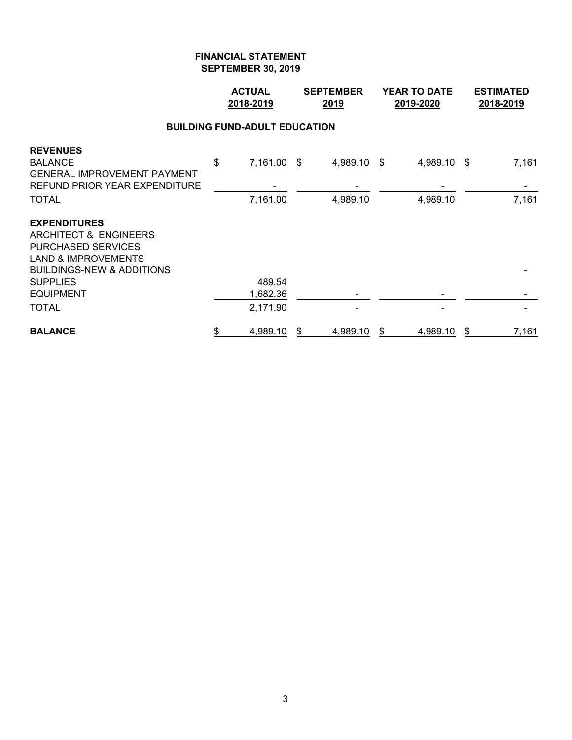**FINANCIAL STATEMENT**
**SEPTEMBER 30, 2019**

| | ACTUAL 2018-2019 | SEPTEMBER 2019 | YEAR TO DATE 2019-2020 | ESTIMATED 2018-2019 |
|---|---|---|---|---|
| **BUILDING FUND-ADULT EDUCATION** | | | | |
| **REVENUES** | | | | |
| BALANCE | $ 7,161.00 | $ 4,989.10 | $ 4,989.10 | $ 7,161 |
| GENERAL IMPROVEMENT PAYMENT | | | | |
| REFUND PRIOR YEAR EXPENDITURE | - | - | - | - |
| TOTAL | 7,161.00 | 4,989.10 | 4,989.10 | 7,161 |
| **EXPENDITURES** | | | | |
| ARCHITECT & ENGINEERS | | | | |
| PURCHASED SERVICES | | | | |
| LAND & IMPROVEMENTS | | | | |
| BUILDINGS-NEW & ADDITIONS | | | | - |
| SUPPLIES | 489.54 | | | |
| EQUIPMENT | 1,682.36 | - | - | - |
| TOTAL | 2,171.90 | - | - | - |
| **BALANCE** | $ 4,989.10 | $ 4,989.10 | $ 4,989.10 | $ 7,161 |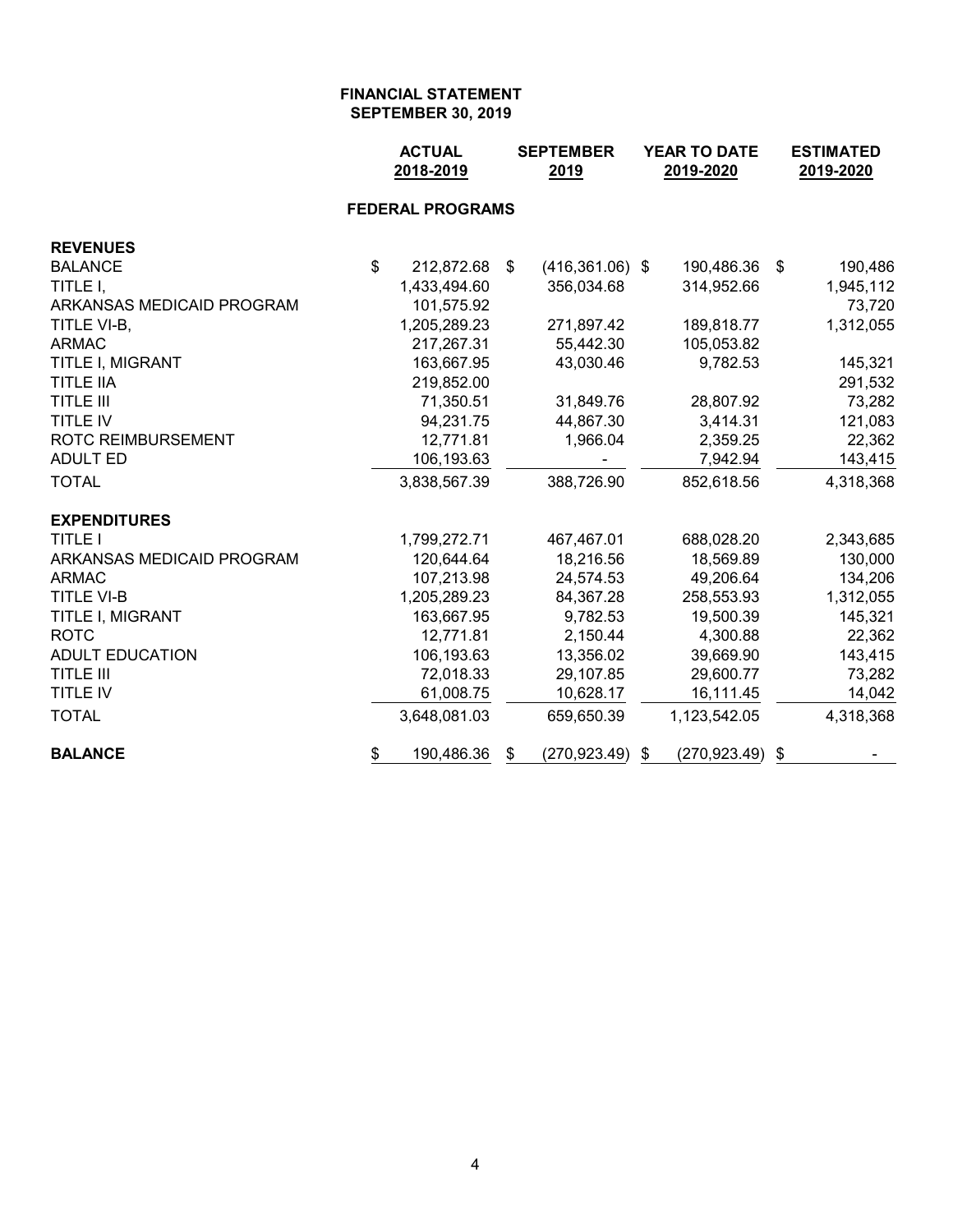**FINANCIAL STATEMENT**
**SEPTEMBER 30, 2019**

| | ACTUAL 2018-2019 | SEPTEMBER 2019 | YEAR TO DATE 2019-2020 | ESTIMATED 2019-2020 |
|---|---|---|---|---|
| **FEDERAL PROGRAMS** | | | | |
| **REVENUES** | | | | |
| BALANCE | $ 212,872.68 | $ (416,361.06) | $ 190,486.36 | $ 190,486 |
| TITLE I, | 1,433,494.60 | 356,034.68 | 314,952.66 | 1,945,112 |
| ARKANSAS MEDICAID PROGRAM | 101,575.92 | | | 73,720 |
| TITLE VI-B, | 1,205,289.23 | 271,897.42 | 189,818.77 | 1,312,055 |
| ARMAC | 217,267.31 | 55,442.30 | 105,053.82 | |
| TITLE I, MIGRANT | 163,667.95 | 43,030.46 | 9,782.53 | 145,321 |
| TITLE IIA | 219,852.00 | | | 291,532 |
| TITLE III | 71,350.51 | 31,849.76 | 28,807.92 | 73,282 |
| TITLE IV | 94,231.75 | 44,867.30 | 3,414.31 | 121,083 |
| ROTC REIMBURSEMENT | 12,771.81 | 1,966.04 | 2,359.25 | 22,362 |
| ADULT ED | 106,193.63 | - | 7,942.94 | 143,415 |
| TOTAL | 3,838,567.39 | 388,726.90 | 852,618.56 | 4,318,368 |
| **EXPENDITURES** | | | | |
| TITLE I | 1,799,272.71 | 467,467.01 | 688,028.20 | 2,343,685 |
| ARKANSAS MEDICAID PROGRAM | 120,644.64 | 18,216.56 | 18,569.89 | 130,000 |
| ARMAC | 107,213.98 | 24,574.53 | 49,206.64 | 134,206 |
| TITLE VI-B | 1,205,289.23 | 84,367.28 | 258,553.93 | 1,312,055 |
| TITLE I, MIGRANT | 163,667.95 | 9,782.53 | 19,500.39 | 145,321 |
| ROTC | 12,771.81 | 2,150.44 | 4,300.88 | 22,362 |
| ADULT EDUCATION | 106,193.63 | 13,356.02 | 39,669.90 | 143,415 |
| TITLE III | 72,018.33 | 29,107.85 | 29,600.77 | 73,282 |
| TITLE IV | 61,008.75 | 10,628.17 | 16,111.45 | 14,042 |
| TOTAL | 3,648,081.03 | 659,650.39 | 1,123,542.05 | 4,318,368 |
| **BALANCE** | $ 190,486.36 | $ (270,923.49) | $ (270,923.49) | $ - |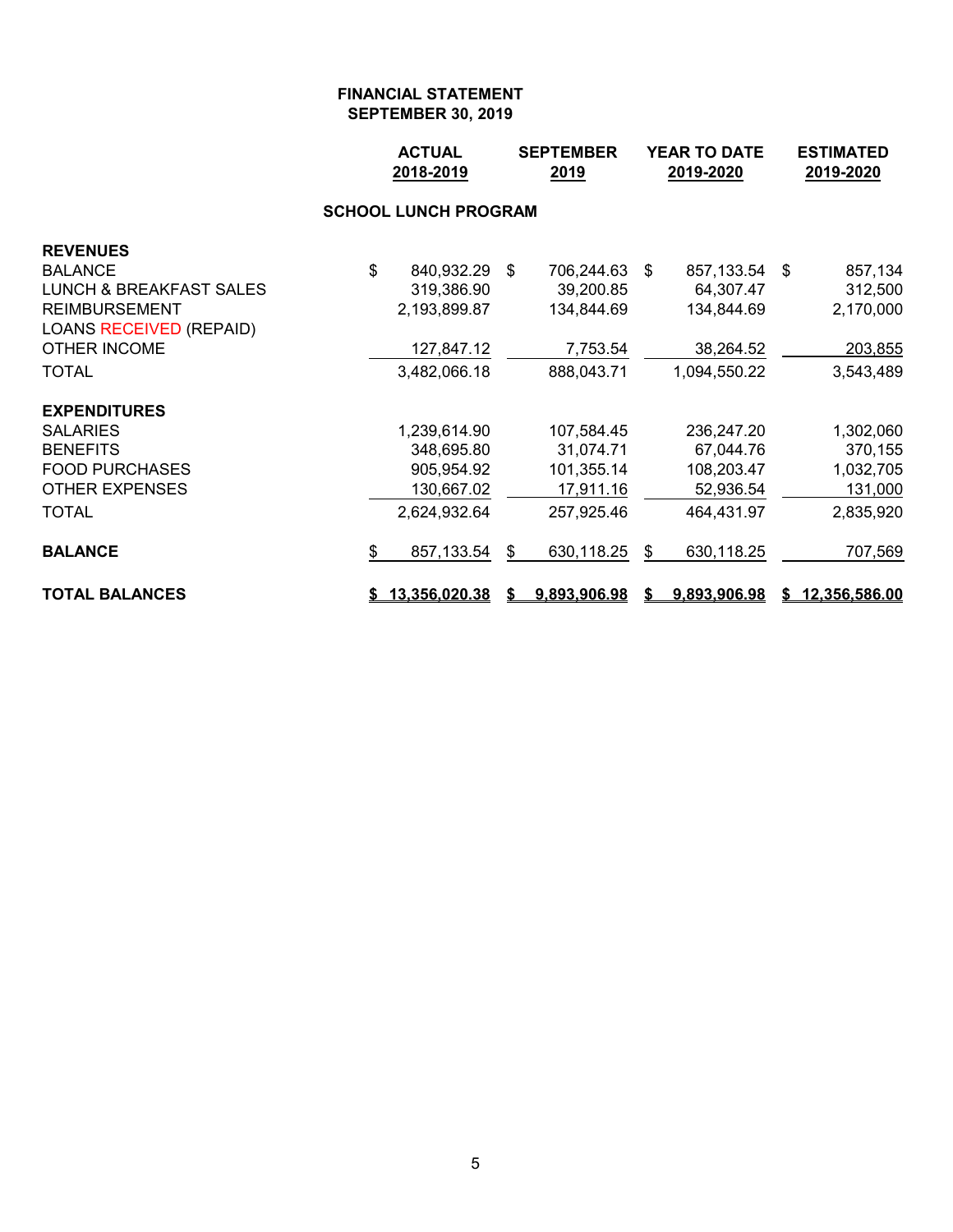**FINANCIAL STATEMENT**
**SEPTEMBER 30, 2019**

| | ACTUAL 2018-2019 | SEPTEMBER 2019 | YEAR TO DATE 2019-2020 | ESTIMATED 2019-2020 |
|---|---|---|---|---|
| **SCHOOL LUNCH PROGRAM** | | | | |
| **REVENUES** | | | | |
| BALANCE | $ 840,932.29 | $ 706,244.63 | $ 857,133.54 | $ 857,134 |
| LUNCH & BREAKFAST SALES | 319,386.90 | 39,200.85 | 64,307.47 | 312,500 |
| REIMBURSEMENT | 2,193,899.87 | 134,844.69 | 134,844.69 | 2,170,000 |
| LOANS RECEIVED (REPAID) | | | | |
| OTHER INCOME | 127,847.12 | 7,753.54 | 38,264.52 | 203,855 |
| TOTAL | 3,482,066.18 | 888,043.71 | 1,094,550.22 | 3,543,489 |
| **EXPENDITURES** | | | | |
| SALARIES | 1,239,614.90 | 107,584.45 | 236,247.20 | 1,302,060 |
| BENEFITS | 348,695.80 | 31,074.71 | 67,044.76 | 370,155 |
| FOOD PURCHASES | 905,954.92 | 101,355.14 | 108,203.47 | 1,032,705 |
| OTHER EXPENSES | 130,667.02 | 17,911.16 | 52,936.54 | 131,000 |
| TOTAL | 2,624,932.64 | 257,925.46 | 464,431.97 | 2,835,920 |
| **BALANCE** | $ 857,133.54 | $ 630,118.25 | $ 630,118.25 | 707,569 |
| **TOTAL BALANCES** | **$ 13,356,020.38** | **$ 9,893,906.98** | **$ 9,893,906.98** | **$ 12,356,586.00** |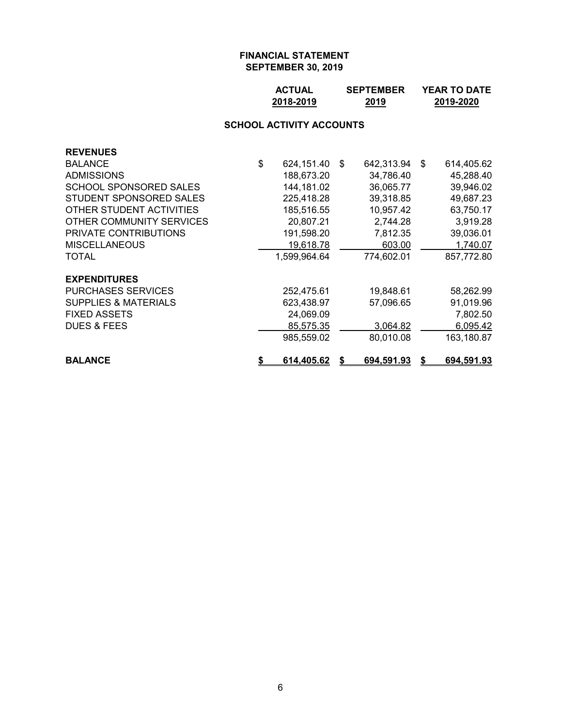**FINANCIAL STATEMENT**
**SEPTEMBER 30, 2019**

| | ACTUAL 2018-2019 | SEPTEMBER 2019 | YEAR TO DATE 2019-2020 |
|---|---|---|---|
| **SCHOOL ACTIVITY ACCOUNTS** | | | |
| **REVENUES** | | | |
| BALANCE | $ 624,151.40 | $ 642,313.94 | $ 614,405.62 |
| ADMISSIONS | 188,673.20 | 34,786.40 | 45,288.40 |
| SCHOOL SPONSORED SALES | 144,181.02 | 36,065.77 | 39,946.02 |
| STUDENT SPONSORED SALES | 225,418.28 | 39,318.85 | 49,687.23 |
| OTHER STUDENT ACTIVITIES | 185,516.55 | 10,957.42 | 63,750.17 |
| OTHER COMMUNITY SERVICES | 20,807.21 | 2,744.28 | 3,919.28 |
| PRIVATE CONTRIBUTIONS | 191,598.20 | 7,812.35 | 39,036.01 |
| MISCELLANEOUS | 19,618.78 | 603.00 | 1,740.07 |
| TOTAL | 1,599,964.64 | 774,602.01 | 857,772.80 |
| **EXPENDITURES** | | | |
| PURCHASES SERVICES | 252,475.61 | 19,848.61 | 58,262.99 |
| SUPPLIES & MATERIALS | 623,438.97 | 57,096.65 | 91,019.96 |
| FIXED ASSETS | 24,069.09 | | 7,802.50 |
| DUES & FEES | 85,575.35 | 3,064.82 | 6,095.42 |
| | 985,559.02 | 80,010.08 | 163,180.87 |
| **BALANCE** | **$ 614,405.62** | **$ 694,591.93** | **$ 694,591.93** |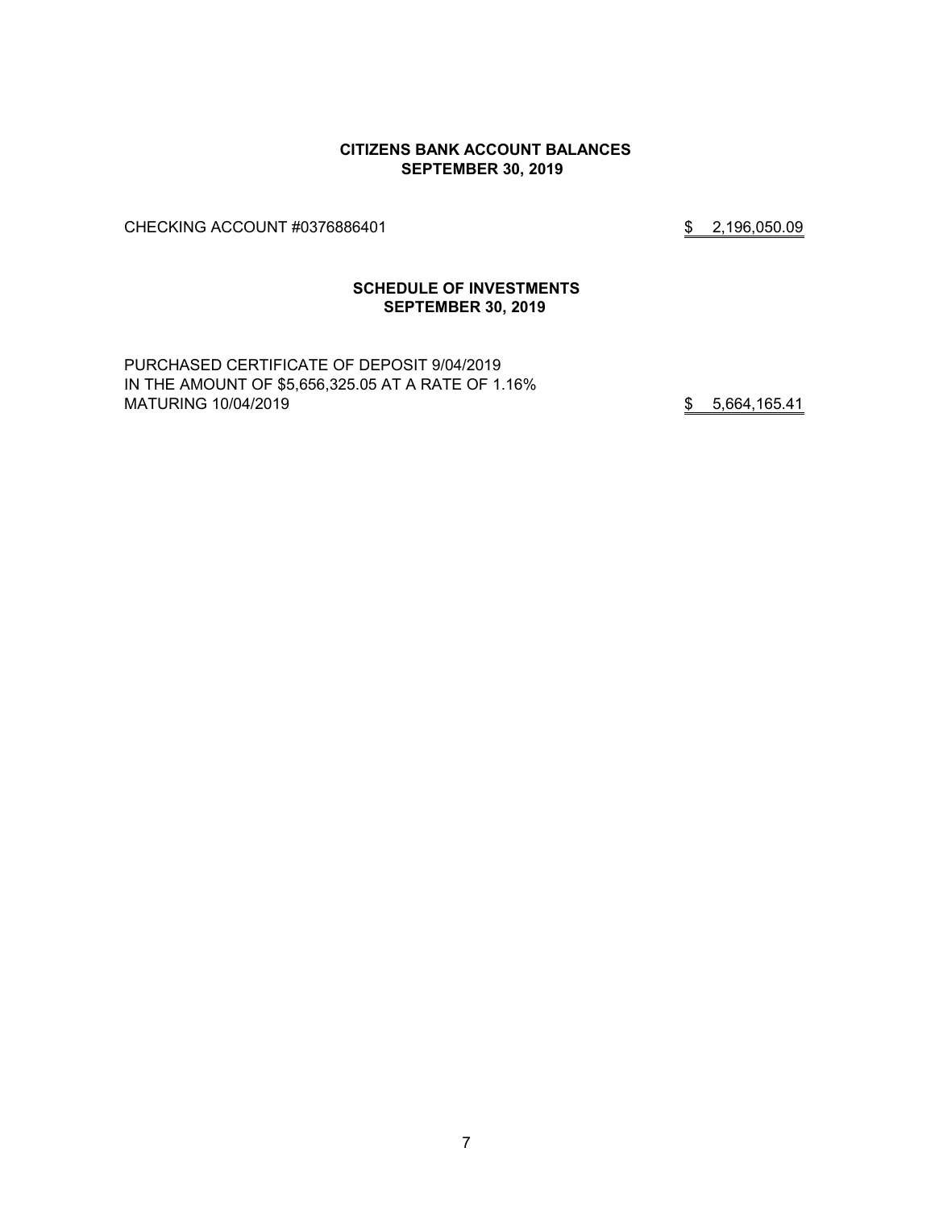## CITIZENS BANK ACCOUNT BALANCES
## SEPTEMBER 30, 2019

| | |
|---|---|
| CHECKING ACCOUNT #0376886401 | $ 2,196,050.09 |

## SCHEDULE OF INVESTMENTS
## SEPTEMBER 30, 2019

| | |
|---|---|
| PURCHASED CERTIFICATE OF DEPOSIT 9/04/2019<br>IN THE AMOUNT OF $5,656,325.05 AT A RATE OF 1.16%<br>MATURING 10/04/2019 | $ 5,664,165.41 |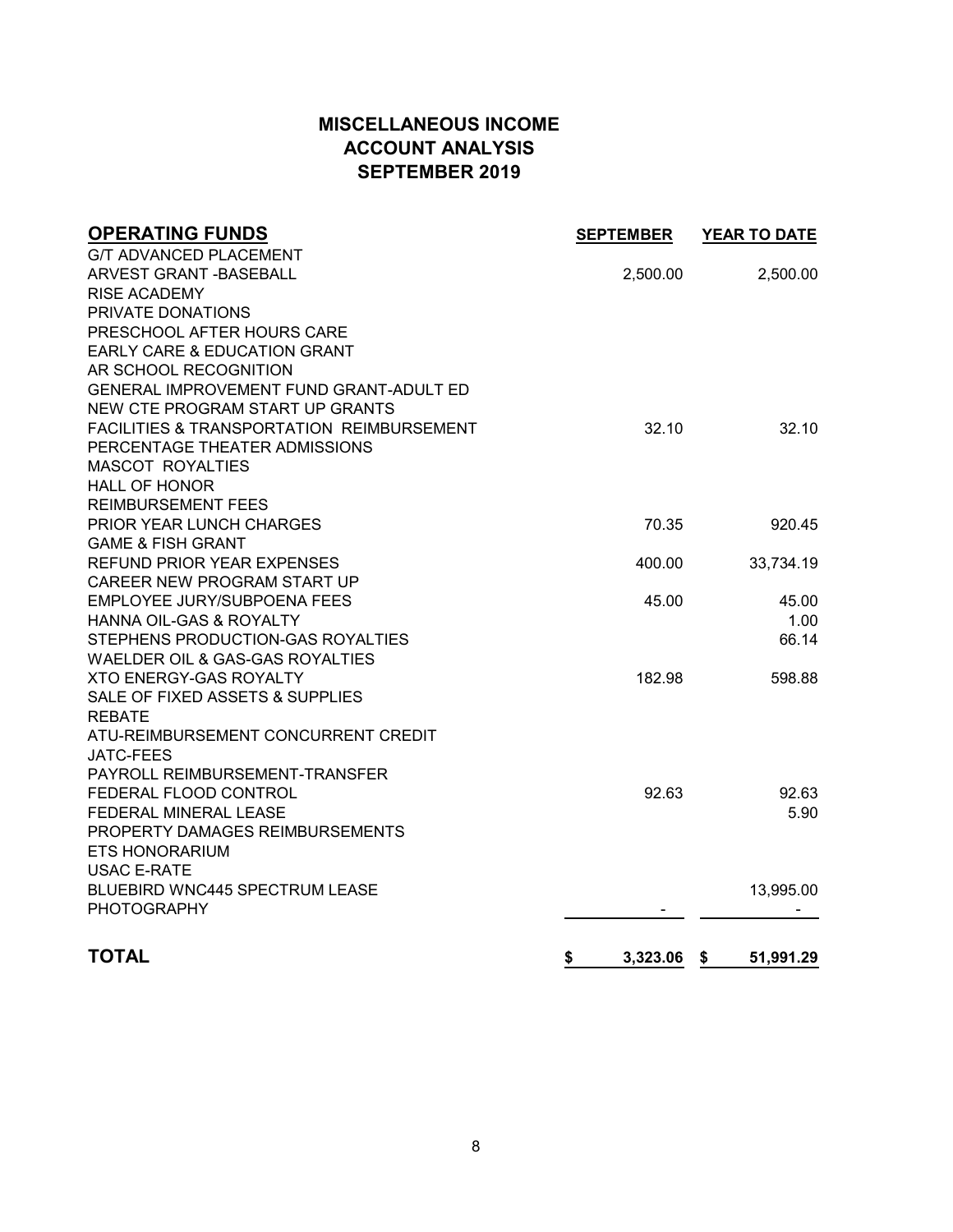# MISCELLANEOUS INCOME
# ACCOUNT ANALYSIS
# SEPTEMBER 2019

| OPERATING FUNDS | SEPTEMBER | YEAR TO DATE |
|---|---|---|
| G/T ADVANCED PLACEMENT | | |
| ARVEST GRANT -BASEBALL | 2,500.00 | 2,500.00 |
| RISE ACADEMY | | |
| PRIVATE DONATIONS | | |
| PRESCHOOL AFTER HOURS CARE | | |
| EARLY CARE & EDUCATION GRANT | | |
| AR SCHOOL RECOGNITION | | |
| GENERAL IMPROVEMENT FUND GRANT-ADULT ED | | |
| NEW CTE PROGRAM START UP GRANTS | | |
| FACILITIES & TRANSPORTATION REIMBURSEMENT | 32.10 | 32.10 |
| PERCENTAGE THEATER ADMISSIONS | | |
| MASCOT ROYALTIES | | |
| HALL OF HONOR | | |
| REIMBURSEMENT FEES | | |
| PRIOR YEAR LUNCH CHARGES | 70.35 | 920.45 |
| GAME & FISH GRANT | | |
| REFUND PRIOR YEAR EXPENSES | 400.00 | 33,734.19 |
| CAREER NEW PROGRAM START UP | | |
| EMPLOYEE JURY/SUBPOENA FEES | 45.00 | 45.00 |
| HANNA OIL-GAS & ROYALTY | | 1.00 |
| STEPHENS PRODUCTION-GAS ROYALTIES | | 66.14 |
| WAELDER OIL & GAS-GAS ROYALTIES | | |
| XTO ENERGY-GAS ROYALTY | 182.98 | 598.88 |
| SALE OF FIXED ASSETS & SUPPLIES | | |
| REBATE | | |
| ATU-REIMBURSEMENT CONCURRENT CREDIT | | |
| JATC-FEES | | |
| PAYROLL REIMBURSEMENT-TRANSFER | | |
| FEDERAL FLOOD CONTROL | 92.63 | 92.63 |
| FEDERAL MINERAL LEASE | | 5.90 |
| PROPERTY DAMAGES REIMBURSEMENTS | | |
| ETS HONORARIUM | | |
| USAC E-RATE | | |
| BLUEBIRD WNC445 SPECTRUM LEASE | | 13,995.00 |
| PHOTOGRAPHY | - | - |
| **TOTAL** | **$ 3,323.06** | **$ 51,991.29** |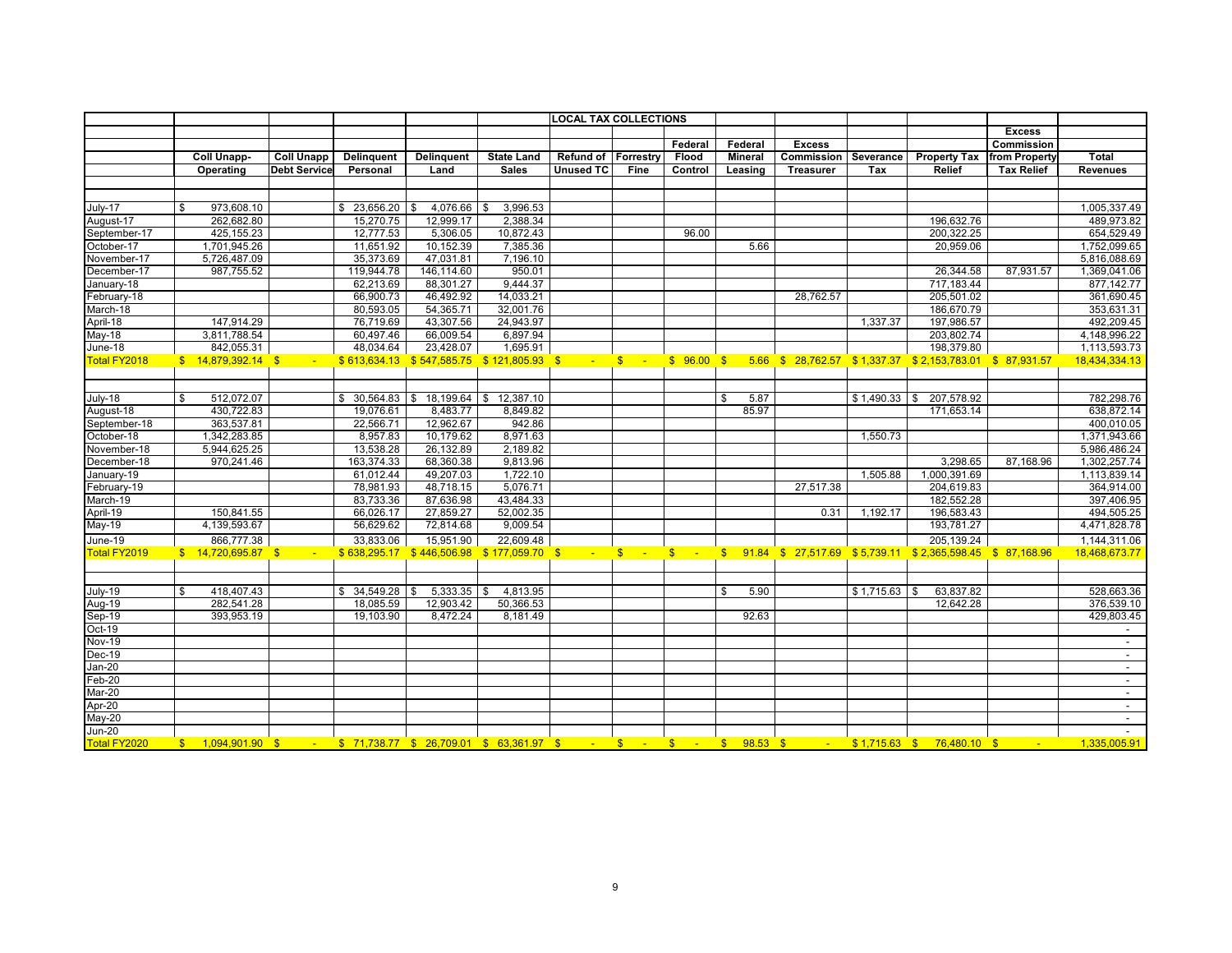| | | | | | | LOCAL TAX COLLECTIONS | | | | | | | | |
|---|---|---|---|---|---|---|---|---|---|---|---|---|---|---|
| | Coll Unapp-Operating | Coll Unapp Debt Service | Delinquent Personal | Delinquent Land | State Land Sales | Refund of Unused TC | Forrestry Fine | Federal Flood Control | Federal Mineral Leasing | Excess Commission Treasurer | Severance Tax | Property Tax Relief | Excess Commission from Property Tax Relief | Total Revenues |
| July-17 | $ 973,608.10 | | $ 23,656.20 | $ 4,076.66 | $ 3,996.53 | | | | | | | | | 1,005,337.49 |
| August-17 | 262,682.80 | | 15,270.75 | 12,999.17 | 2,388.34 | | | | | | | 196,632.76 | | 489,973.82 |
| September-17 | 425,155.23 | | 12,777.53 | 5,306.05 | 10,872.43 | | | 96.00 | | | | 200,322.25 | | 654,529.49 |
| October-17 | 1,701,945.26 | | 11,651.92 | 10,152.39 | 7,385.36 | | | | 5.66 | | | 20,959.06 | | 1,752,099.65 |
| November-17 | 5,726,487.09 | | 35,373.69 | 47,031.81 | 7,196.10 | | | | | | | | | 5,816,088.69 |
| December-17 | 987,755.52 | | 119,944.78 | 146,114.60 | 950.01 | | | | | | | 26,344.58 | 87,931.57 | 1,369,041.06 |
| January-18 | | | 62,213.69 | 88,301.27 | 9,444.37 | | | | | | | 717,183.44 | | 877,142.77 |
| February-18 | | | 66,900.73 | 46,492.92 | 14,033.21 | | | | | 28,762.57 | | 205,501.02 | | 361,690.45 |
| March-18 | | | 80,593.05 | 54,365.71 | 32,001.76 | | | | | | | 186,670.79 | | 353,631.31 |
| April-18 | 147,914.29 | | 76,719.69 | 43,307.56 | 24,943.97 | | | | | | 1,337.37 | 197,986.57 | | 492,209.45 |
| May-18 | 3,811,788.54 | | 60,497.46 | 66,009.54 | 6,897.94 | | | | | | | 203,802.74 | | 4,148,996.22 |
| June-18 | 842,055.31 | | 48,034.64 | 23,428.07 | 1,695.91 | | | | | | | 198,379.80 | | 1,113,593.73 |
| Total FY2018 | $ 14,879,392.14 | $ - | $ 613,634.13 | $ 547,585.75 | $ 121,805.93 | $ - | $ - | $ 96.00 | $ 5.66 | $ 28,762.57 | $ 1,337.37 | $ 2,153,783.01 | $ 87,931.57 | 18,434,334.13 |
| | | | | | | | | | | | | | | |
| July-18 | $ 512,072.07 | | $ 30,564.83 | $ 18,199.64 | $ 12,387.10 | | | | $ 5.87 | | $ 1,490.33 | $ 207,578.92 | | 782,298.76 |
| August-18 | 430,722.83 | | 19,076.61 | 8,483.77 | 8,849.82 | | | | 85.97 | | | 171,653.14 | | 638,872.14 |
| September-18 | 363,537.81 | | 22,566.71 | 12,962.67 | 942.86 | | | | | | | | | 400,010.05 |
| October-18 | 1,342,283.85 | | 8,957.83 | 10,179.62 | 8,971.63 | | | | | | 1,550.73 | | | 1,371,943.66 |
| November-18 | 5,944,625.25 | | 13,538.28 | 26,132.89 | 2,189.82 | | | | | | | | | 5,986,486.24 |
| December-18 | 970,241.46 | | 163,374.33 | 68,360.38 | 9,813.96 | | | | | | | 3,298.65 | 87,168.96 | 1,302,257.74 |
| January-19 | | | 61,012.44 | 49,207.03 | 1,722.10 | | | | | | 1,505.88 | 1,000,391.69 | | 1,113,839.14 |
| February-19 | | | 78,981.93 | 48,718.15 | 5,076.71 | | | | | 27,517.38 | | 204,619.83 | | 364,914.00 |
| March-19 | | | 83,733.36 | 87,636.98 | 43,484.33 | | | | | | | 182,552.28 | | 397,406.95 |
| April-19 | 150,841.55 | | 66,026.17 | 27,859.27 | 52,002.35 | | | | | 0.31 | 1,192.17 | 196,583.43 | | 494,505.25 |
| May-19 | 4,139,593.67 | | 56,629.62 | 72,814.68 | 9,009.54 | | | | | | | 193,781.27 | | 4,471,828.78 |
| June-19 | 866,777.38 | | 33,833.06 | 15,951.90 | 22,609.48 | | | | | | | 205,139.24 | | 1,144,311.06 |
| Total FY2019 | $ 14,720,695.87 | $ - | $ 638,295.17 | $ 446,506.98 | $ 177,059.70 | $ - | $ - | $ - | $ 91.84 | $ 27,517.69 | $ 5,739.11 | $ 2,365,598.45 | $ 87,168.96 | 18,468,673.77 |
| | | | | | | | | | | | | | | |
| July-19 | $ 418,407.43 | | $ 34,549.28 | $ 5,333.35 | $ 4,813.95 | | | | $ 5.90 | | $ 1,715.63 | $ 63,837.82 | | 528,663.36 |
| Aug-19 | 282,541.28 | | 18,085.59 | 12,903.42 | 50,366.53 | | | | | | | 12,642.28 | | 376,539.10 |
| Sep-19 | 393,953.19 | | 19,103.90 | 8,472.24 | 8,181.49 | | | | 92.63 | | | | | 429,803.45 |
| Oct-19 | | | | | | | | | | | | | | - |
| Nov-19 | | | | | | | | | | | | | | - |
| Dec-19 | | | | | | | | | | | | | | - |
| Jan-20 | | | | | | | | | | | | | | - |
| Feb-20 | | | | | | | | | | | | | | - |
| Mar-20 | | | | | | | | | | | | | | - |
| Apr-20 | | | | | | | | | | | | | | - |
| May-20 | | | | | | | | | | | | | | - |
| Jun-20 | | | | | | | | | | | | | | - |
| Total FY2020 | $ 1,094,901.90 | $ - | $ 71,738.77 | $ 26,709.01 | $ 63,361.97 | $ - | $ - | $ - | $ 98.53 | $ - | $ 1,715.63 | $ 76,480.10 | $ - | 1,335,005.91 |